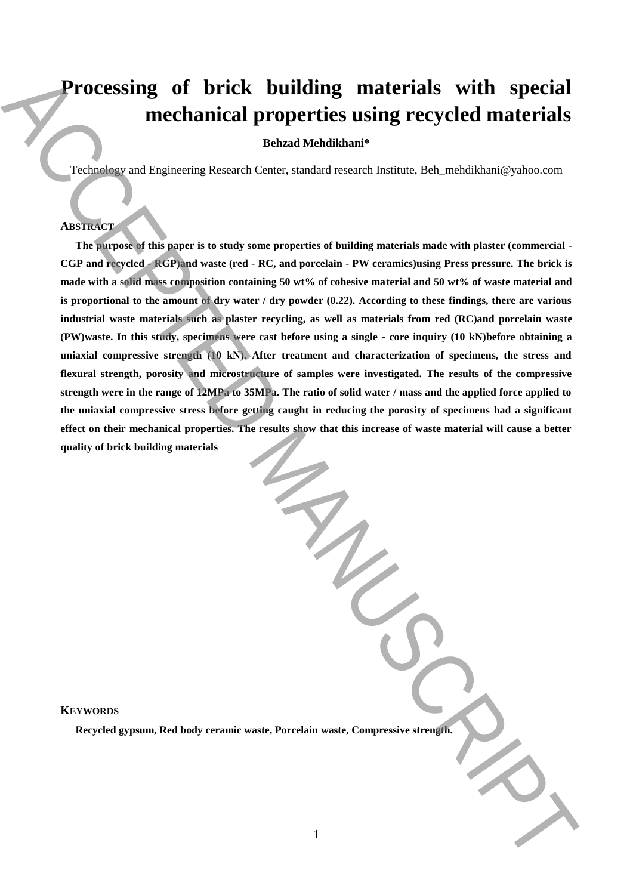# Processing of brick building materials with special mechanical properties using recycled materials

**Behzad Mehdikhani***

Technology and Engineering Research Center, standard research Institute, Beh_mehdikhani@yahoo.com

## ABSTRACT

**The purpose of this paper is to study some properties of building materials made with plaster (commercial - CGP and recycled - RGP)and waste (red - RC, and porcelain - PW ceramics)using Press pressure. The brick is made with a solid mass composition containing 50 wt% of cohesive material and 50 wt% of waste material and is proportional to the amount of dry water / dry powder (0.22). According to these findings, there are various industrial waste materials such as plaster recycling, as well as materials from red (RC)and porcelain waste (PW)waste. In this study, specimens were cast before using a single - core inquiry (10 kN)before obtaining a uniaxial compressive strength (10 kN). After treatment and characterization of specimens, the stress and flexural strength, porosity and microstructure of samples were investigated. The results of the compressive strength were in the range of 12MPa to 35MPa. The ratio of solid water / mass and the applied force applied to the uniaxial compressive stress before getting caught in reducing the porosity of specimens had a significant effect on their mechanical properties. The results show that this increase of waste material will cause a better quality of brick building materials**

## KEYWORDS

**Recycled gypsum, Red body ceramic waste, Porcelain waste, Compressive strength.**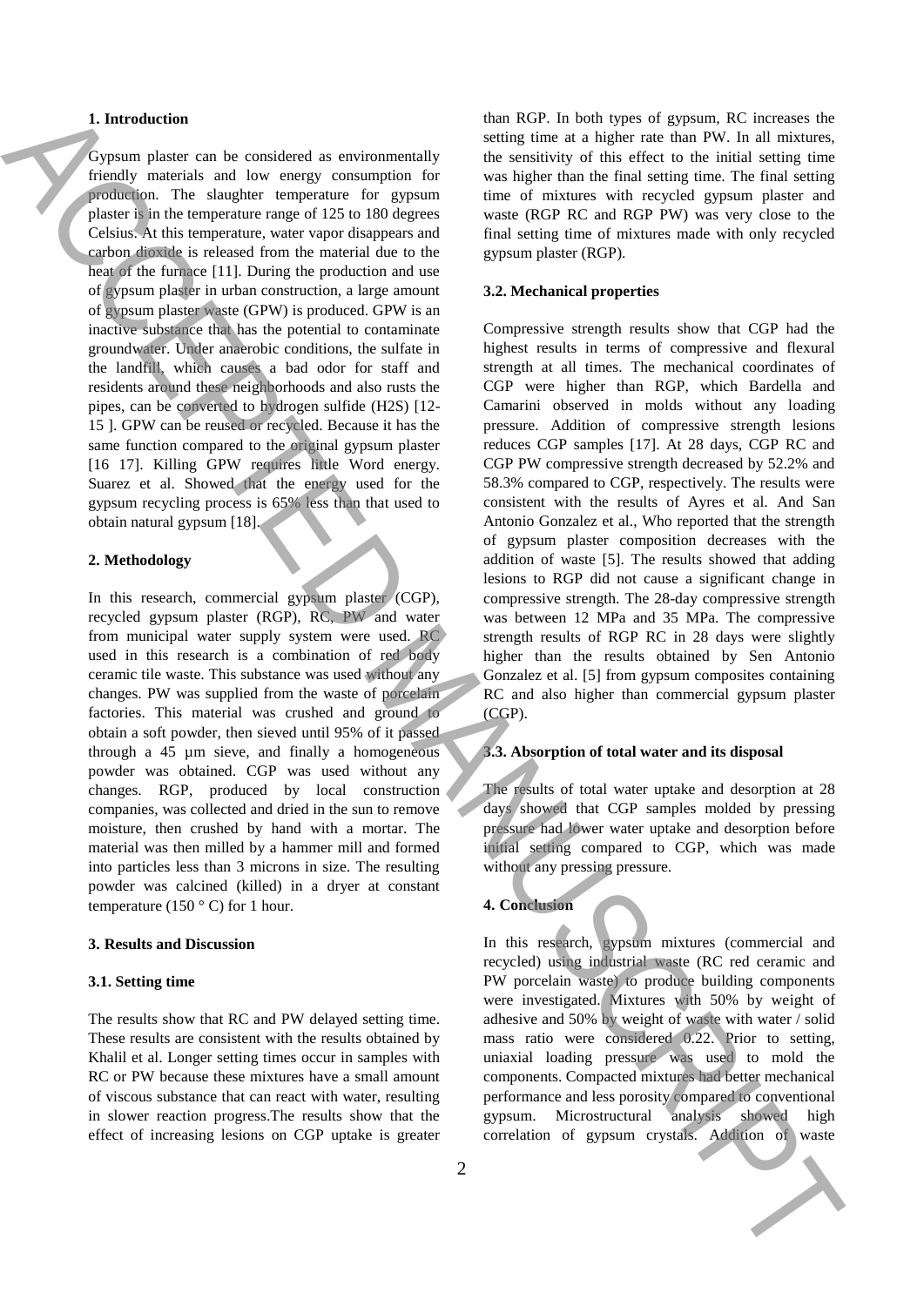## 1. Introduction

Gypsum plaster can be considered as environmentally friendly materials and low energy consumption for production. The slaughter temperature for gypsum plaster is in the temperature range of 125 to 180 degrees Celsius. At this temperature, water vapor disappears and carbon dioxide is released from the material due to the heat of the furnace [11]. During the production and use of gypsum plaster in urban construction, a large amount of gypsum plaster waste (GPW) is produced. GPW is an inactive substance that has the potential to contaminate groundwater. Under anaerobic conditions, the sulfate in the landfill, which causes a bad odor for staff and residents around these neighborhoods and also rusts the pipes, can be converted to hydrogen sulfide ($H_2S$) [12-15 ]. GPW can be reused or recycled. Because it has the same function compared to the original gypsum plaster [16 17]. Killing GPW requires little Word energy. Suarez et al. Showed that the energy used for the gypsum recycling process is 65% less than that used to obtain natural gypsum [18].

## 2. Methodology

In this research, commercial gypsum plaster (CGP), recycled gypsum plaster (RGP), RC, PW and water from municipal water supply system were used. RC used in this research is a combination of red body ceramic tile waste. This substance was used without any changes. PW was supplied from the waste of porcelain factories. This material was crushed and ground to obtain a soft powder, then sieved until 95% of it passed through a 45 µm sieve, and finally a homogeneous powder was obtained. CGP was used without any changes. RGP, produced by local construction companies, was collected and dried in the sun to remove moisture, then crushed by hand with a mortar. The material was then milled by a hammer mill and formed into particles less than 3 microns in size. The resulting powder was calcined (killed) in a dryer at constant temperature (150 ° C) for 1 hour.

## 3. Results and Discussion

### 3.1. Setting time

The results show that RC and PW delayed setting time. These results are consistent with the results obtained by Khalil et al. Longer setting times occur in samples with RC or PW because these mixtures have a small amount of viscous substance that can react with water, resulting in slower reaction progress.The results show that the effect of increasing lesions on CGP uptake is greater than RGP. In both types of gypsum, RC increases the setting time at a higher rate than PW. In all mixtures, the sensitivity of this effect to the initial setting time was higher than the final setting time. The final setting time of mixtures with recycled gypsum plaster and waste (RGP RC and RGP PW) was very close to the final setting time of mixtures made with only recycled gypsum plaster (RGP).

### 3.2. Mechanical properties

Compressive strength results show that CGP had the highest results in terms of compressive and flexural strength at all times. The mechanical coordinates of CGP were higher than RGP, which Bardella and Camarini observed in molds without any loading pressure. Addition of compressive strength lesions reduces CGP samples [17]. At 28 days, CGP RC and CGP PW compressive strength decreased by 52.2% and 58.3% compared to CGP, respectively. The results were consistent with the results of Ayres et al. And San Antonio Gonzalez et al., Who reported that the strength of gypsum plaster composition decreases with the addition of waste [5]. The results showed that adding lesions to RGP did not cause a significant change in compressive strength. The 28-day compressive strength was between 12 MPa and 35 MPa. The compressive strength results of RGP RC in 28 days were slightly higher than the results obtained by Sen Antonio Gonzalez et al. [5] from gypsum composites containing RC and also higher than commercial gypsum plaster (CGP).

### 3.3. Absorption of total water and its disposal

The results of total water uptake and desorption at 28 days showed that CGP samples molded by pressing pressure had lower water uptake and desorption before initial setting compared to CGP, which was made without any pressing pressure.

## 4. Conclusion

In this research, gypsum mixtures (commercial and recycled) using industrial waste (RC red ceramic and PW porcelain waste) to produce building components were investigated. Mixtures with 50% by weight of adhesive and 50% by weight of waste with water / solid mass ratio were considered 0.22. Prior to setting, uniaxial loading pressure was used to mold the components. Compacted mixtures had better mechanical performance and less porosity compared to conventional gypsum. Microstructural analysis showed high correlation of gypsum crystals. Addition of waste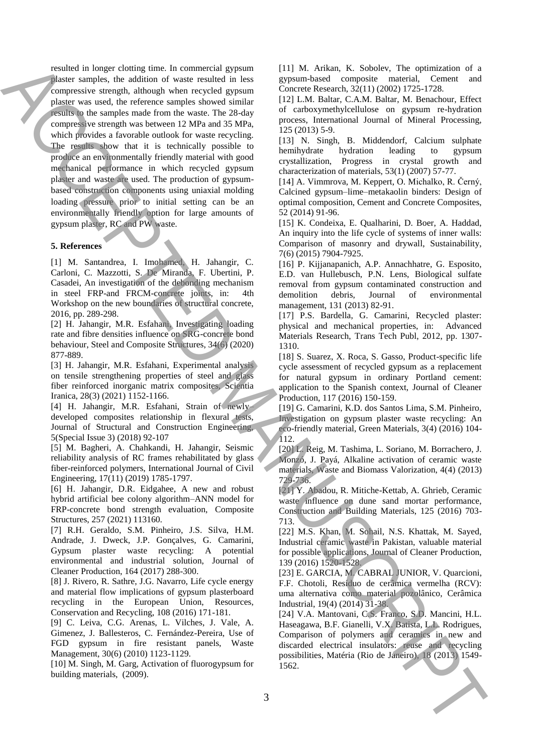resulted in longer clotting time. In commercial gypsum plaster samples, the addition of waste resulted in less compressive strength, although when recycled gypsum plaster was used, the reference samples showed similar results to the samples made from the waste. The 28-day compressive strength was between 12 MPa and 35 MPa, which provides a favorable outlook for waste recycling. The results show that it is technically possible to produce an environmentally friendly material with good mechanical performance in which recycled gypsum plaster and waste are used. The production of gypsum-based construction components using uniaxial molding loading pressure prior to initial setting can be an environmentally friendly option for large amounts of gypsum plaster, RC and PW waste.

## 5. References

[1] M. Santandrea, I. Imohamed, H. Jahangir, C. Carloni, C. Mazzotti, S. De Miranda, F. Ubertini, P. Casadei, An investigation of the debonding mechanism in steel FRP-and FRCM-concrete joints, in: 4th Workshop on the new boundaries of structural concrete, 2016, pp. 289-298.

[2] H. Jahangir, M.R. Esfahani, Investigating loading rate and fibre densities influence on SRG-concrete bond behaviour, Steel and Composite Structures, 34(6) (2020) 877-889.

[3] H. Jahangir, M.R. Esfahani, Experimental analysis on tensile strengthening properties of steel and glass fiber reinforced inorganic matrix composites, Scientia Iranica, 28(3) (2021) 1152-1166.

[4] H. Jahangir, M.R. Esfahani, Strain of newly–developed composites relationship in flexural tests, Journal of Structural and Construction Engineering, 5(Special Issue 3) (2018) 92-107

[5] M. Bagheri, A. Chahkandi, H. Jahangir, Seismic reliability analysis of RC frames rehabilitated by glass fiber-reinforced polymers, International Journal of Civil Engineering, 17(11) (2019) 1785-1797.

[6] H. Jahangir, D.R. Eidgahee, A new and robust hybrid artificial bee colony algorithm–ANN model for FRP-concrete bond strength evaluation, Composite Structures, 257 (2021) 113160.

[7] R.H. Geraldo, S.M. Pinheiro, J.S. Silva, H.M. Andrade, J. Dweck, J.P. Gonçalves, G. Camarini, Gypsum plaster waste recycling: A potential environmental and industrial solution, Journal of Cleaner Production, 164 (2017) 288-300.

[8] J. Rivero, R. Sathre, J.G. Navarro, Life cycle energy and material flow implications of gypsum plasterboard recycling in the European Union, Resources, Conservation and Recycling, 108 (2016) 171-181.

[9] C. Leiva, C.G. Arenas, L. Vilches, J. Vale, A. Gimenez, J. Ballesteros, C. Fernández-Pereira, Use of FGD gypsum in fire resistant panels, Waste Management, 30(6) (2010) 1123-1129.

[10] M. Singh, M. Garg, Activation of fluorogypsum for building materials, (2009).

[11] M. Arikan, K. Sobolev, The optimization of a gypsum-based composite material, Cement and Concrete Research, 32(11) (2002) 1725-1728.

[12] L.M. Baltar, C.A.M. Baltar, M. Benachour, Effect of carboxymethylcellulose on gypsum re-hydration process, International Journal of Mineral Processing, 125 (2013) 5-9.

[13] N. Singh, B. Middendorf, Calcium sulphate hemihydrate hydration leading to gypsum crystallization, Progress in crystal growth and characterization of materials, 53(1) (2007) 57-77.

[14] A. Vimmrova, M. Keppert, O. Michalko, R. Černý, Calcined gypsum–lime–metakaolin binders: Design of optimal composition, Cement and Concrete Composites, 52 (2014) 91-96.

[15] K. Condeixa, E. Qualharini, D. Boer, A. Haddad, An inquiry into the life cycle of systems of inner walls: Comparison of masonry and drywall, Sustainability, 7(6) (2015) 7904-7925.

[16] P. Kijjanapanich, A.P. Annachhatre, G. Esposito, E.D. van Hullebusch, P.N. Lens, Biological sulfate removal from gypsum contaminated construction and demolition debris, Journal of environmental management, 131 (2013) 82-91.

[17] P.S. Bardella, G. Camarini, Recycled plaster: physical and mechanical properties, in: Advanced Materials Research, Trans Tech Publ, 2012, pp. 1307-1310.

[18] S. Suarez, X. Roca, S. Gasso, Product-specific life cycle assessment of recycled gypsum as a replacement for natural gypsum in ordinary Portland cement: application to the Spanish context, Journal of Cleaner Production, 117 (2016) 150-159.

[19] G. Camarini, K.D. dos Santos Lima, S.M. Pinheiro, Investigation on gypsum plaster waste recycling: An eco-friendly material, Green Materials, 3(4) (2016) 104-112.

[20] L. Reig, M. Tashima, L. Soriano, M. Borrachero, J. Monzo, J. Payá, Alkaline activation of ceramic waste materials, Waste and Biomass Valorization, 4(4) (2013) 729-736.

[21] Y. Abadou, R. Mitiche-Kettab, A. Ghrieb, Ceramic waste influence on dune sand mortar performance, Construction and Building Materials, 125 (2016) 703-713.

[22] M.S. Khan, M. Sohail, N.S. Khattak, M. Sayed, Industrial ceramic waste in Pakistan, valuable material for possible applications, Journal of Cleaner Production, 139 (2016) 1520-1528.

[23] E. GARCIA, M. CABRAL JUNIOR, V. Quarcioni, F.F. Chotoli, Resíduo de cerâmica vermelha (RCV): uma alternativa como material pozolânico, Cerâmica Industrial, 19(4) (2014) 31-38.

[24] V.A. Mantovani, C.S. Franco, S.D. Mancini, H.L. Haseagawa, B.F. Gianelli, V.X. Batista, L.L. Rodrigues, Comparison of polymers and ceramics in new and discarded electrical insulators: reuse and recycling possibilities, Matéria (Rio de Janeiro), 18 (2013) 1549-1562.